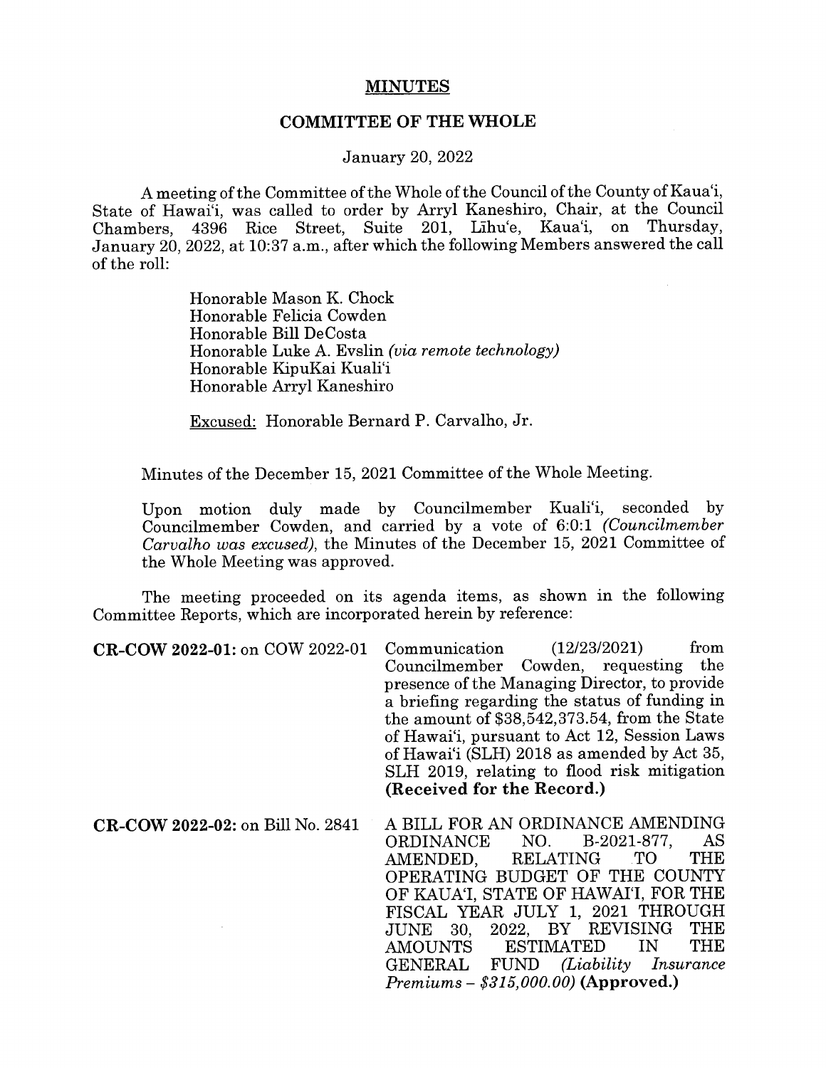# MINUTES

## COMMITTEE OF THE WHOLE

January 20, 2022

A meeting of the Committee of the Whole of the Council of the County of Kaua'i, State of Hawai'i, was called to order by Arryl Kaneshiro, Chair, at the Council Chambers, 4396 Rice Street, Suite 201, Līhu'e, Kaua'i, on Thursday, January 20, 2022, at 10:37 a.m., after which the following Members answered the call of the roll:

Honorable Mason K. Chock
Honorable Felicia Cowden
Honorable Bill DeCosta
Honorable Luke A. Evslin *(via remote technology)*
Honorable KipuKai Kuali'i
Honorable Arryl Kaneshiro

Excused: Honorable Bernard P. Carvalho, Jr.

Minutes of the December 15, 2021 Committee of the Whole Meeting.

Upon motion duly made by Councilmember Kuali'i, seconded by Councilmember Cowden, and carried by a vote of 6:0:1 *(Councilmember Carvalho was excused)*, the Minutes of the December 15, 2021 Committee of the Whole Meeting was approved.

The meeting proceeded on its agenda items, as shown in the following Committee Reports, which are incorporated herein by reference:

**CR-COW 2022-01:** on COW 2022-01 — Communication (12/23/2021) from Councilmember Cowden, requesting the presence of the Managing Director, to provide a briefing regarding the status of funding in the amount of $38,542,373.54, from the State of Hawai'i, pursuant to Act 12, Session Laws of Hawai'i (SLH) 2018 as amended by Act 35, SLH 2019, relating to flood risk mitigation **(Received for the Record.)**

**CR-COW 2022-02:** on Bill No. 2841 — A BILL FOR AN ORDINANCE AMENDING ORDINANCE NO. B-2021-877, AS AMENDED, RELATING TO THE OPERATING BUDGET OF THE COUNTY OF KAUA'I, STATE OF HAWAI'I, FOR THE FISCAL YEAR JULY 1, 2021 THROUGH JUNE 30, 2022, BY REVISING THE AMOUNTS ESTIMATED IN THE GENERAL FUND *(Liability Insurance Premiums – $315,000.00)* **(Approved.)**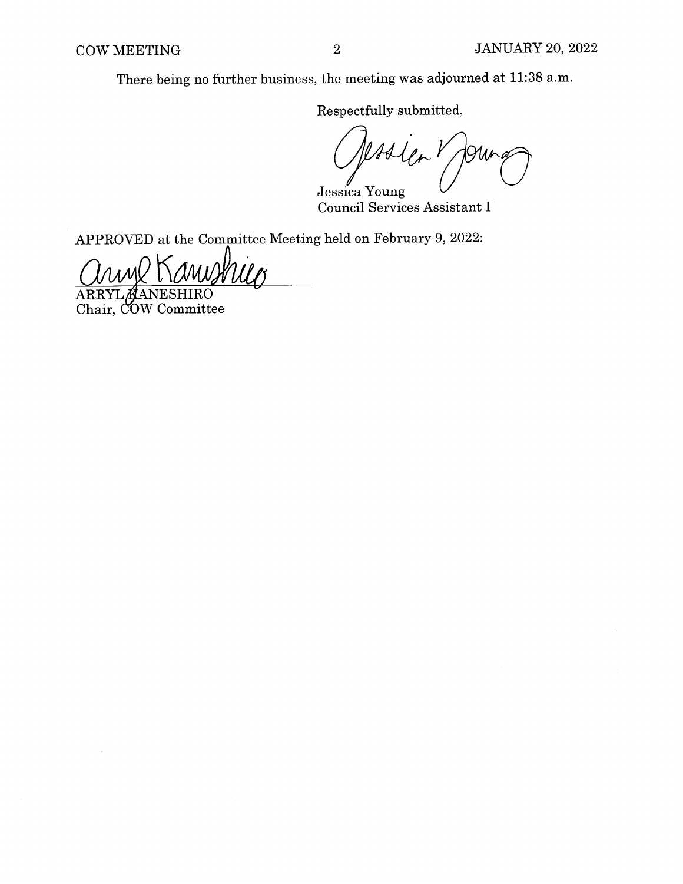There being no further business, the meeting was adjourned at 11:38 a.m.

Respectfully submitted,

Jessica Young
Council Services Assistant I

APPROVED at the Committee Meeting held on February 9, 2022:

ARRYL KANESHIRO
Chair, COW Committee